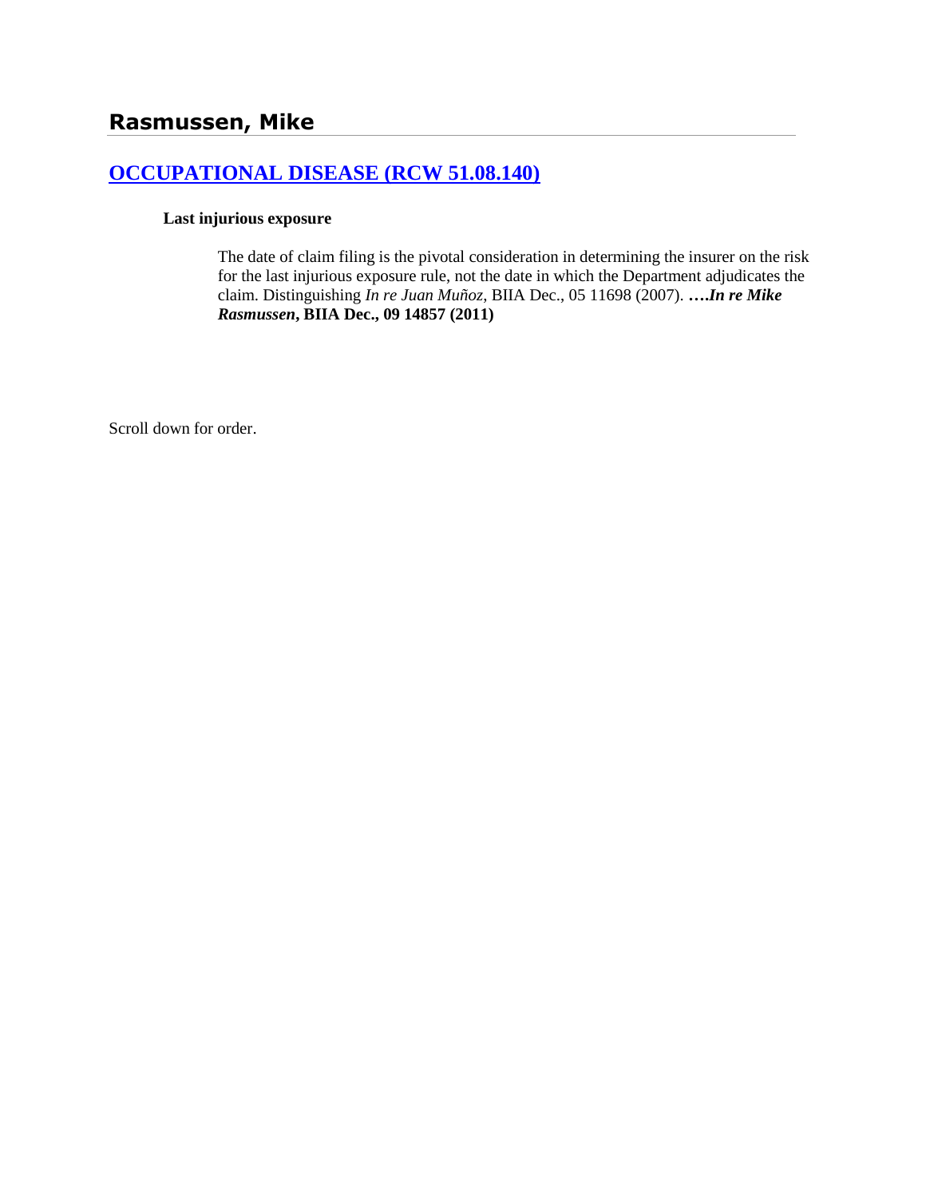# Rasmussen, Mike

## [OCCUPATIONAL DISEASE (RCW 51.08.140)]()

**Last injurious exposure**

The date of claim filing is the pivotal consideration in determining the insurer on the risk for the last injurious exposure rule, not the date in which the Department adjudicates the claim. Distinguishing *In re Juan Muñoz*, BIIA Dec., 05 11698 (2007). **….*In re Mike Rasmussen*, BIIA Dec., 09 14857 (2011)**

Scroll down for order.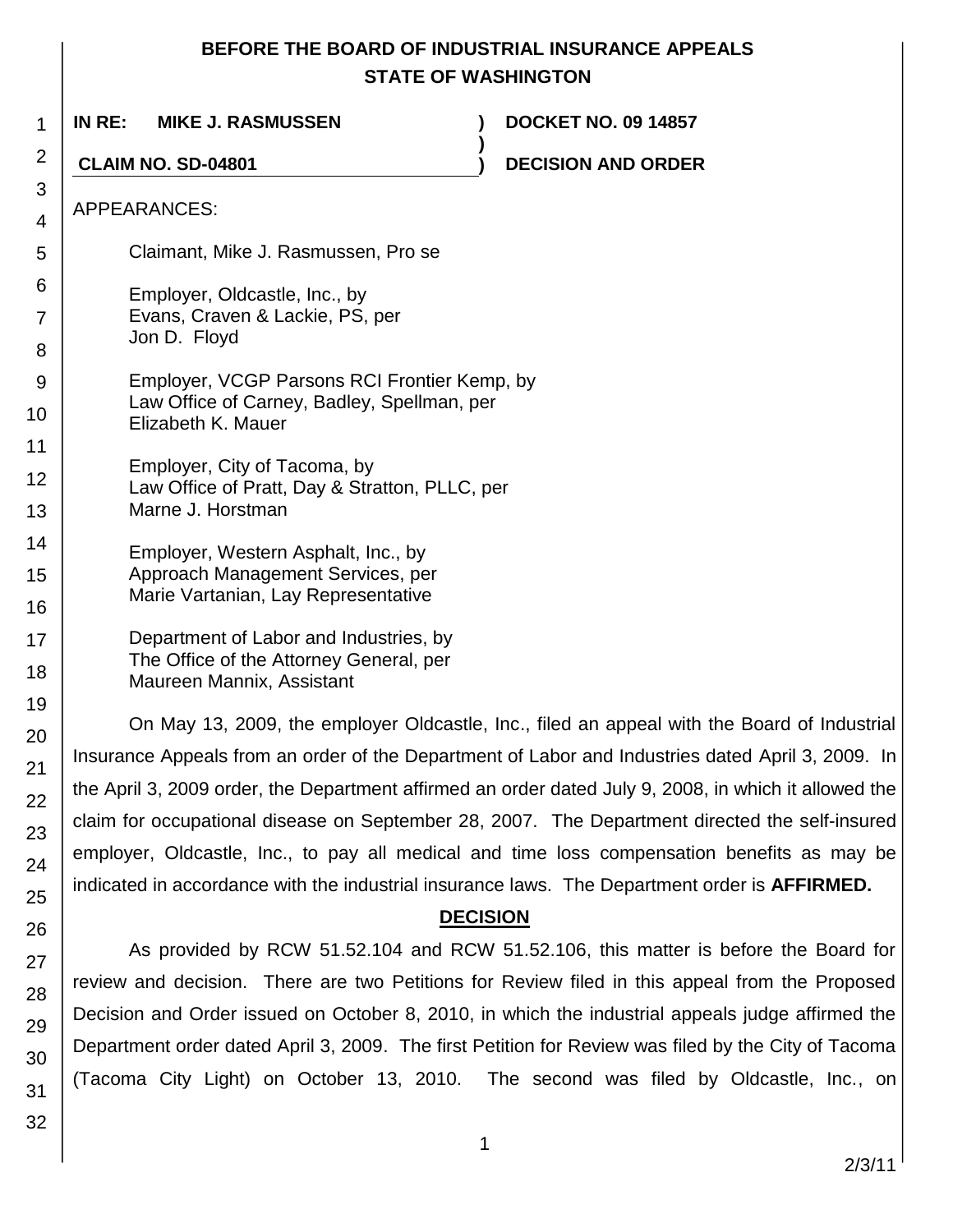**BEFORE THE BOARD OF INDUSTRIAL INSURANCE APPEALS**
**STATE OF WASHINGTON**

| | | |
|---|---|---|
| **IN RE: MIKE J. RASMUSSEN** | **)** | **DOCKET NO. 09 14857** |
| | **)** | |
| **CLAIM NO. SD-04801** | **)** | **DECISION AND ORDER** |

APPEARANCES:

Claimant, Mike J. Rasmussen, Pro se

Employer, Oldcastle, Inc., by
Evans, Craven & Lackie, PS, per
Jon D. Floyd

Employer, VCGP Parsons RCI Frontier Kemp, by
Law Office of Carney, Badley, Spellman, per
Elizabeth K. Mauer

Employer, City of Tacoma, by
Law Office of Pratt, Day & Stratton, PLLC, per
Marne J. Horstman

Employer, Western Asphalt, Inc., by
Approach Management Services, per
Marie Vartanian, Lay Representative

Department of Labor and Industries, by
The Office of the Attorney General, per
Maureen Mannix, Assistant

On May 13, 2009, the employer Oldcastle, Inc., filed an appeal with the Board of Industrial Insurance Appeals from an order of the Department of Labor and Industries dated April 3, 2009. In the April 3, 2009 order, the Department affirmed an order dated July 9, 2008, in which it allowed the claim for occupational disease on September 28, 2007. The Department directed the self-insured employer, Oldcastle, Inc., to pay all medical and time loss compensation benefits as may be indicated in accordance with the industrial insurance laws. The Department order is **AFFIRMED.**

## DECISION

As provided by RCW 51.52.104 and RCW 51.52.106, this matter is before the Board for review and decision. There are two Petitions for Review filed in this appeal from the Proposed Decision and Order issued on October 8, 2010, in which the industrial appeals judge affirmed the Department order dated April 3, 2009. The first Petition for Review was filed by the City of Tacoma (Tacoma City Light) on October 13, 2010. The second was filed by Oldcastle, Inc., on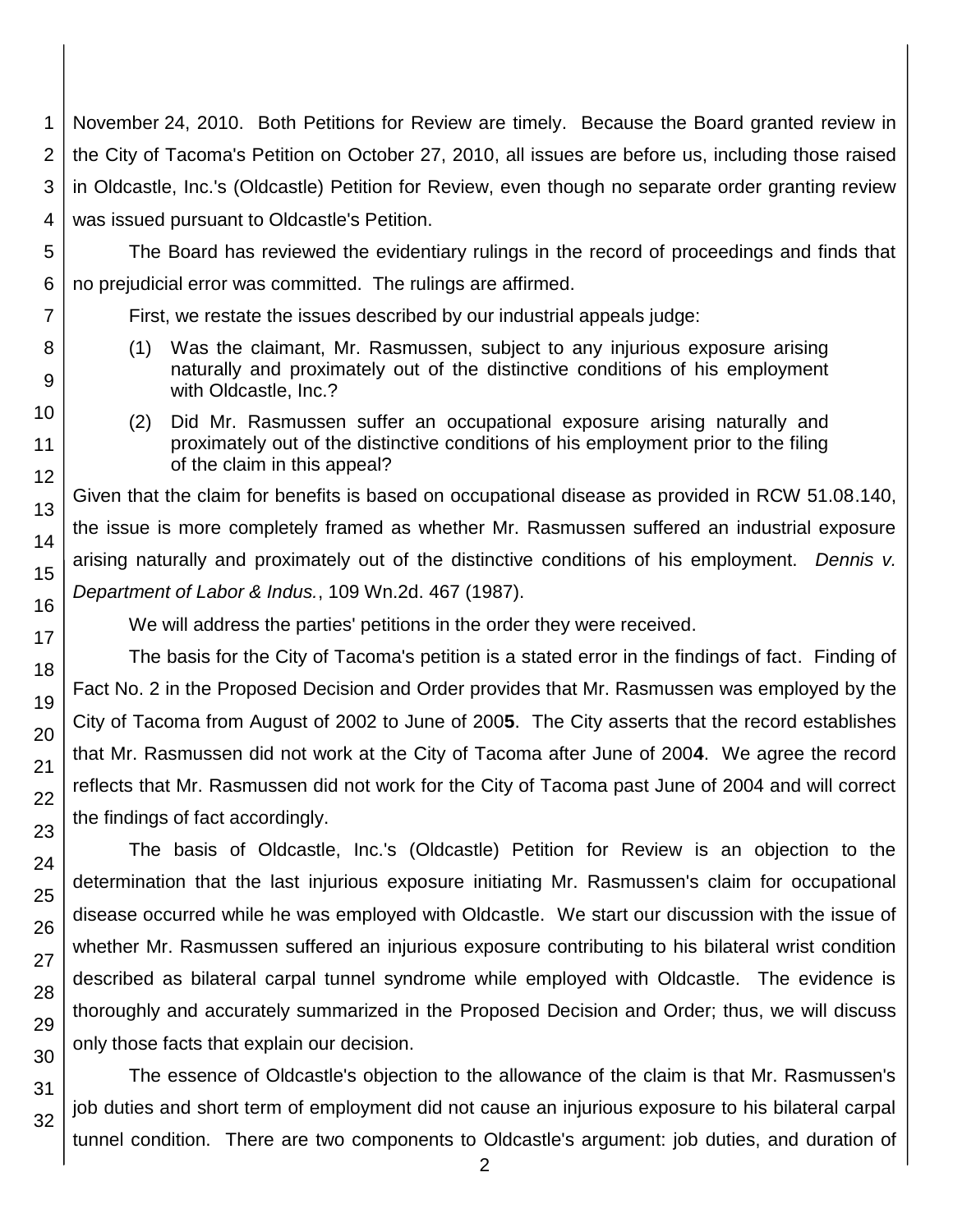November 24, 2010. Both Petitions for Review are timely. Because the Board granted review in the City of Tacoma's Petition on October 27, 2010, all issues are before us, including those raised in Oldcastle, Inc.'s (Oldcastle) Petition for Review, even though no separate order granting review was issued pursuant to Oldcastle's Petition.

The Board has reviewed the evidentiary rulings in the record of proceedings and finds that no prejudicial error was committed. The rulings are affirmed.

First, we restate the issues described by our industrial appeals judge:

> (1) Was the claimant, Mr. Rasmussen, subject to any injurious exposure arising naturally and proximately out of the distinctive conditions of his employment with Oldcastle, Inc.?
>
> (2) Did Mr. Rasmussen suffer an occupational exposure arising naturally and proximately out of the distinctive conditions of his employment prior to the filing of the claim in this appeal?

Given that the claim for benefits is based on occupational disease as provided in RCW 51.08.140, the issue is more completely framed as whether Mr. Rasmussen suffered an industrial exposure arising naturally and proximately out of the distinctive conditions of his employment. *Dennis v. Department of Labor & Indus.*, 109 Wn.2d. 467 (1987).

We will address the parties' petitions in the order they were received.

The basis for the City of Tacoma's petition is a stated error in the findings of fact. Finding of Fact No. 2 in the Proposed Decision and Order provides that Mr. Rasmussen was employed by the City of Tacoma from August of 2002 to June of 200**5**. The City asserts that the record establishes that Mr. Rasmussen did not work at the City of Tacoma after June of 200**4**. We agree the record reflects that Mr. Rasmussen did not work for the City of Tacoma past June of 2004 and will correct the findings of fact accordingly.

The basis of Oldcastle, Inc.'s (Oldcastle) Petition for Review is an objection to the determination that the last injurious exposure initiating Mr. Rasmussen's claim for occupational disease occurred while he was employed with Oldcastle. We start our discussion with the issue of whether Mr. Rasmussen suffered an injurious exposure contributing to his bilateral wrist condition described as bilateral carpal tunnel syndrome while employed with Oldcastle. The evidence is thoroughly and accurately summarized in the Proposed Decision and Order; thus, we will discuss only those facts that explain our decision.

The essence of Oldcastle's objection to the allowance of the claim is that Mr. Rasmussen's job duties and short term of employment did not cause an injurious exposure to his bilateral carpal tunnel condition. There are two components to Oldcastle's argument: job duties, and duration of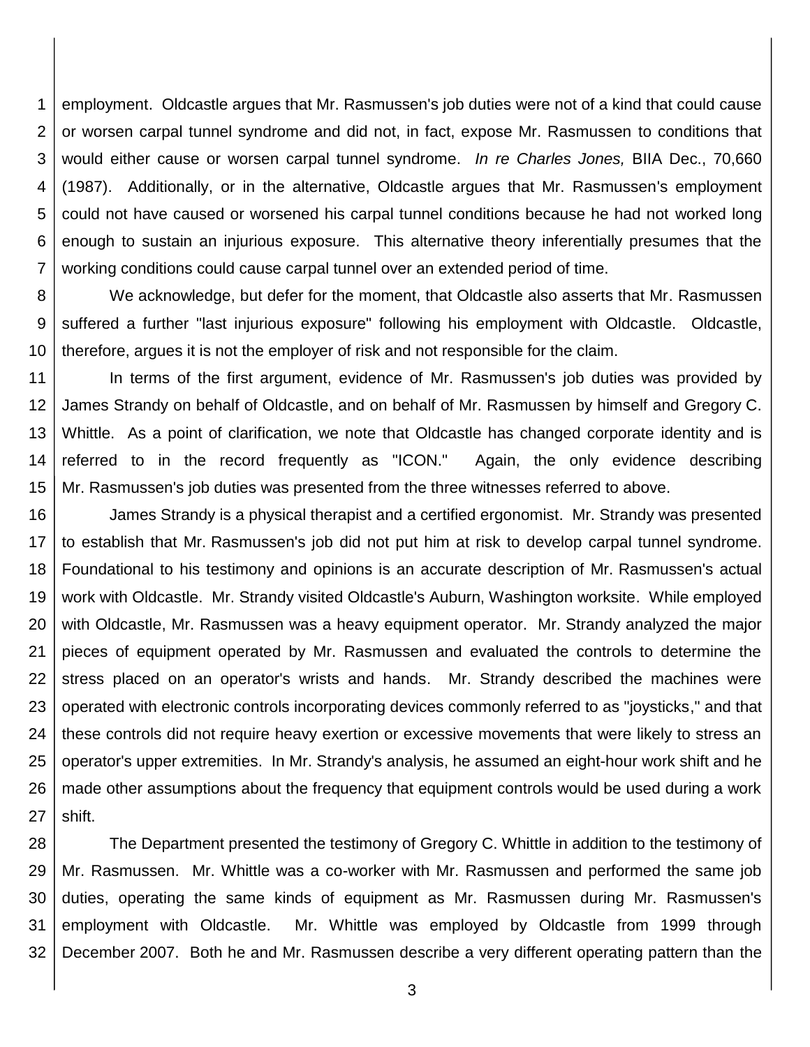employment. Oldcastle argues that Mr. Rasmussen's job duties were not of a kind that could cause or worsen carpal tunnel syndrome and did not, in fact, expose Mr. Rasmussen to conditions that would either cause or worsen carpal tunnel syndrome. *In re Charles Jones,* BIIA Dec., 70,660 (1987). Additionally, or in the alternative, Oldcastle argues that Mr. Rasmussen's employment could not have caused or worsened his carpal tunnel conditions because he had not worked long enough to sustain an injurious exposure. This alternative theory inferentially presumes that the working conditions could cause carpal tunnel over an extended period of time.

We acknowledge, but defer for the moment, that Oldcastle also asserts that Mr. Rasmussen suffered a further "last injurious exposure" following his employment with Oldcastle. Oldcastle, therefore, argues it is not the employer of risk and not responsible for the claim.

In terms of the first argument, evidence of Mr. Rasmussen's job duties was provided by James Strandy on behalf of Oldcastle, and on behalf of Mr. Rasmussen by himself and Gregory C. Whittle. As a point of clarification, we note that Oldcastle has changed corporate identity and is referred to in the record frequently as "ICON." Again, the only evidence describing Mr. Rasmussen's job duties was presented from the three witnesses referred to above.

James Strandy is a physical therapist and a certified ergonomist. Mr. Strandy was presented to establish that Mr. Rasmussen's job did not put him at risk to develop carpal tunnel syndrome. Foundational to his testimony and opinions is an accurate description of Mr. Rasmussen's actual work with Oldcastle. Mr. Strandy visited Oldcastle's Auburn, Washington worksite. While employed with Oldcastle, Mr. Rasmussen was a heavy equipment operator. Mr. Strandy analyzed the major pieces of equipment operated by Mr. Rasmussen and evaluated the controls to determine the stress placed on an operator's wrists and hands. Mr. Strandy described the machines were operated with electronic controls incorporating devices commonly referred to as "joysticks," and that these controls did not require heavy exertion or excessive movements that were likely to stress an operator's upper extremities. In Mr. Strandy's analysis, he assumed an eight-hour work shift and he made other assumptions about the frequency that equipment controls would be used during a work shift.

The Department presented the testimony of Gregory C. Whittle in addition to the testimony of Mr. Rasmussen. Mr. Whittle was a co-worker with Mr. Rasmussen and performed the same job duties, operating the same kinds of equipment as Mr. Rasmussen during Mr. Rasmussen's employment with Oldcastle. Mr. Whittle was employed by Oldcastle from 1999 through December 2007. Both he and Mr. Rasmussen describe a very different operating pattern than the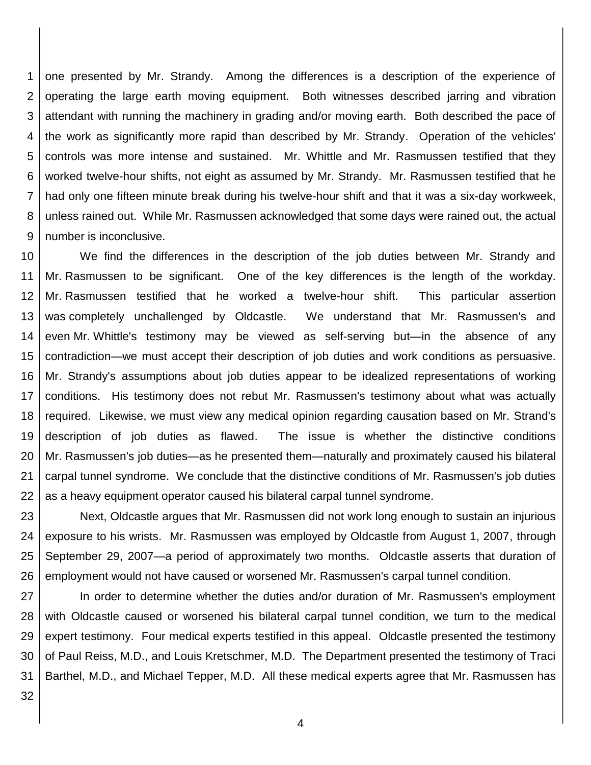one presented by Mr. Strandy. Among the differences is a description of the experience of operating the large earth moving equipment. Both witnesses described jarring and vibration attendant with running the machinery in grading and/or moving earth. Both described the pace of the work as significantly more rapid than described by Mr. Strandy. Operation of the vehicles' controls was more intense and sustained. Mr. Whittle and Mr. Rasmussen testified that they worked twelve-hour shifts, not eight as assumed by Mr. Strandy. Mr. Rasmussen testified that he had only one fifteen minute break during his twelve-hour shift and that it was a six-day workweek, unless rained out. While Mr. Rasmussen acknowledged that some days were rained out, the actual number is inconclusive.

We find the differences in the description of the job duties between Mr. Strandy and Mr. Rasmussen to be significant. One of the key differences is the length of the workday. Mr. Rasmussen testified that he worked a twelve-hour shift. This particular assertion was completely unchallenged by Oldcastle. We understand that Mr. Rasmussen's and even Mr. Whittle's testimony may be viewed as self-serving but—in the absence of any contradiction—we must accept their description of job duties and work conditions as persuasive. Mr. Strandy's assumptions about job duties appear to be idealized representations of working conditions. His testimony does not rebut Mr. Rasmussen's testimony about what was actually required. Likewise, we must view any medical opinion regarding causation based on Mr. Strand's description of job duties as flawed. The issue is whether the distinctive conditions Mr. Rasmussen's job duties—as he presented them—naturally and proximately caused his bilateral carpal tunnel syndrome. We conclude that the distinctive conditions of Mr. Rasmussen's job duties as a heavy equipment operator caused his bilateral carpal tunnel syndrome.

Next, Oldcastle argues that Mr. Rasmussen did not work long enough to sustain an injurious exposure to his wrists. Mr. Rasmussen was employed by Oldcastle from August 1, 2007, through September 29, 2007—a period of approximately two months. Oldcastle asserts that duration of employment would not have caused or worsened Mr. Rasmussen's carpal tunnel condition.

In order to determine whether the duties and/or duration of Mr. Rasmussen's employment with Oldcastle caused or worsened his bilateral carpal tunnel condition, we turn to the medical expert testimony. Four medical experts testified in this appeal. Oldcastle presented the testimony of Paul Reiss, M.D., and Louis Kretschmer, M.D. The Department presented the testimony of Traci Barthel, M.D., and Michael Tepper, M.D. All these medical experts agree that Mr. Rasmussen has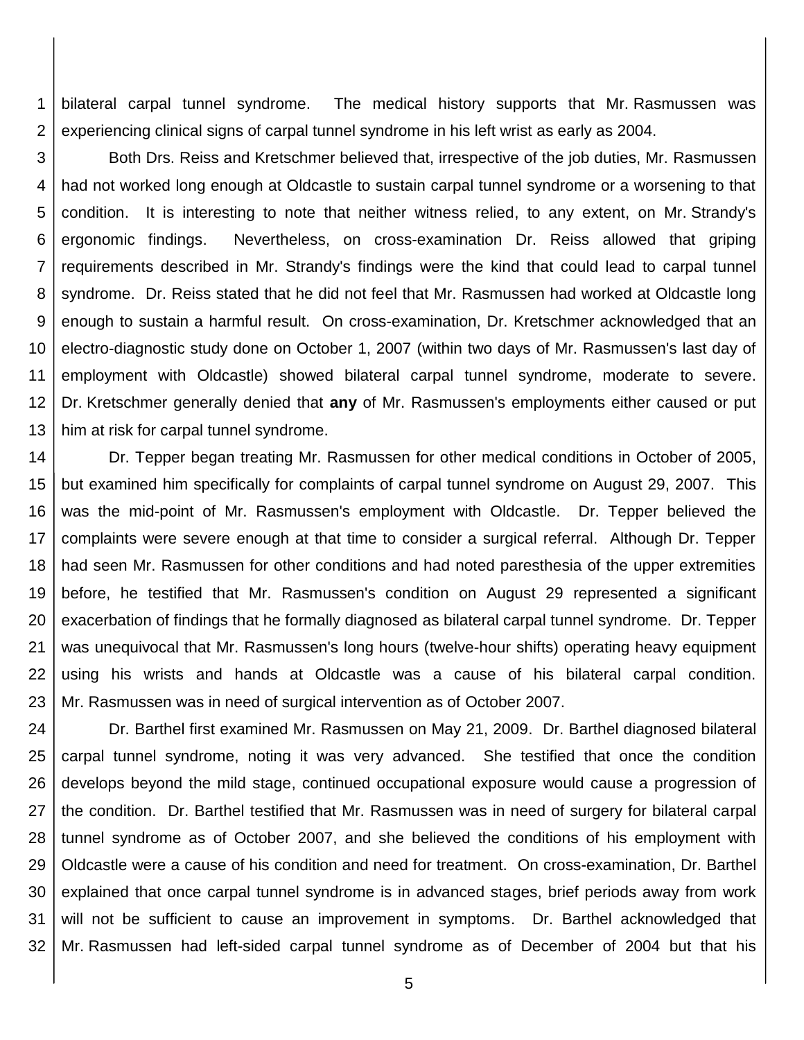bilateral carpal tunnel syndrome. The medical history supports that Mr. Rasmussen was experiencing clinical signs of carpal tunnel syndrome in his left wrist as early as 2004.

Both Drs. Reiss and Kretschmer believed that, irrespective of the job duties, Mr. Rasmussen had not worked long enough at Oldcastle to sustain carpal tunnel syndrome or a worsening to that condition. It is interesting to note that neither witness relied, to any extent, on Mr. Strandy's ergonomic findings. Nevertheless, on cross-examination Dr. Reiss allowed that griping requirements described in Mr. Strandy's findings were the kind that could lead to carpal tunnel syndrome. Dr. Reiss stated that he did not feel that Mr. Rasmussen had worked at Oldcastle long enough to sustain a harmful result. On cross-examination, Dr. Kretschmer acknowledged that an electro-diagnostic study done on October 1, 2007 (within two days of Mr. Rasmussen's last day of employment with Oldcastle) showed bilateral carpal tunnel syndrome, moderate to severe. Dr. Kretschmer generally denied that **any** of Mr. Rasmussen's employments either caused or put him at risk for carpal tunnel syndrome.

Dr. Tepper began treating Mr. Rasmussen for other medical conditions in October of 2005, but examined him specifically for complaints of carpal tunnel syndrome on August 29, 2007. This was the mid-point of Mr. Rasmussen's employment with Oldcastle. Dr. Tepper believed the complaints were severe enough at that time to consider a surgical referral. Although Dr. Tepper had seen Mr. Rasmussen for other conditions and had noted paresthesia of the upper extremities before, he testified that Mr. Rasmussen's condition on August 29 represented a significant exacerbation of findings that he formally diagnosed as bilateral carpal tunnel syndrome. Dr. Tepper was unequivocal that Mr. Rasmussen's long hours (twelve-hour shifts) operating heavy equipment using his wrists and hands at Oldcastle was a cause of his bilateral carpal condition. Mr. Rasmussen was in need of surgical intervention as of October 2007.

Dr. Barthel first examined Mr. Rasmussen on May 21, 2009. Dr. Barthel diagnosed bilateral carpal tunnel syndrome, noting it was very advanced. She testified that once the condition develops beyond the mild stage, continued occupational exposure would cause a progression of the condition. Dr. Barthel testified that Mr. Rasmussen was in need of surgery for bilateral carpal tunnel syndrome as of October 2007, and she believed the conditions of his employment with Oldcastle were a cause of his condition and need for treatment. On cross-examination, Dr. Barthel explained that once carpal tunnel syndrome is in advanced stages, brief periods away from work will not be sufficient to cause an improvement in symptoms. Dr. Barthel acknowledged that Mr. Rasmussen had left-sided carpal tunnel syndrome as of December of 2004 but that his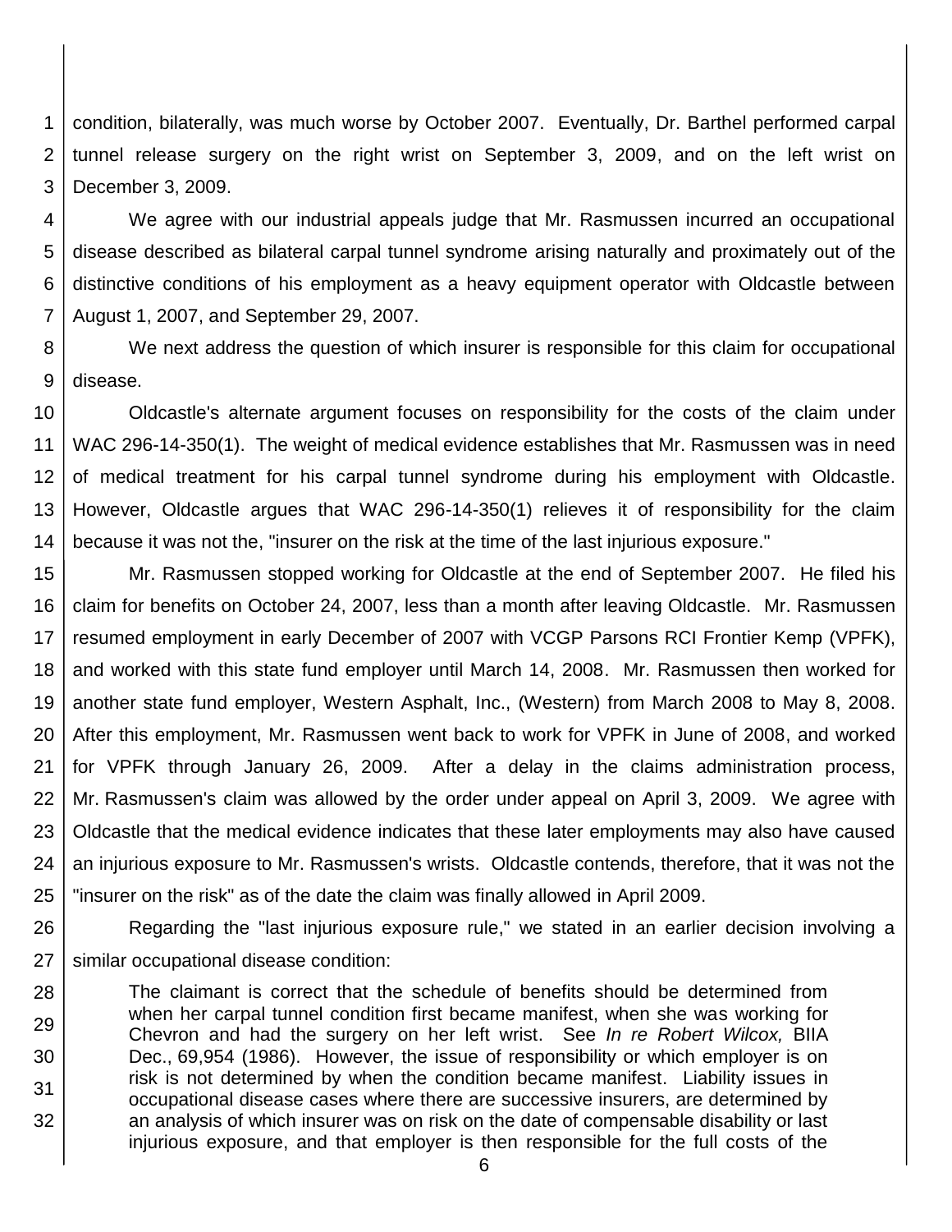condition, bilaterally, was much worse by October 2007. Eventually, Dr. Barthel performed carpal tunnel release surgery on the right wrist on September 3, 2009, and on the left wrist on December 3, 2009.

We agree with our industrial appeals judge that Mr. Rasmussen incurred an occupational disease described as bilateral carpal tunnel syndrome arising naturally and proximately out of the distinctive conditions of his employment as a heavy equipment operator with Oldcastle between August 1, 2007, and September 29, 2007.

We next address the question of which insurer is responsible for this claim for occupational disease.

Oldcastle's alternate argument focuses on responsibility for the costs of the claim under WAC 296-14-350(1). The weight of medical evidence establishes that Mr. Rasmussen was in need of medical treatment for his carpal tunnel syndrome during his employment with Oldcastle. However, Oldcastle argues that WAC 296-14-350(1) relieves it of responsibility for the claim because it was not the, "insurer on the risk at the time of the last injurious exposure."

Mr. Rasmussen stopped working for Oldcastle at the end of September 2007. He filed his claim for benefits on October 24, 2007, less than a month after leaving Oldcastle. Mr. Rasmussen resumed employment in early December of 2007 with VCGP Parsons RCI Frontier Kemp (VPFK), and worked with this state fund employer until March 14, 2008. Mr. Rasmussen then worked for another state fund employer, Western Asphalt, Inc., (Western) from March 2008 to May 8, 2008. After this employment, Mr. Rasmussen went back to work for VPFK in June of 2008, and worked for VPFK through January 26, 2009. After a delay in the claims administration process, Mr. Rasmussen's claim was allowed by the order under appeal on April 3, 2009. We agree with Oldcastle that the medical evidence indicates that these later employments may also have caused an injurious exposure to Mr. Rasmussen's wrists. Oldcastle contends, therefore, that it was not the "insurer on the risk" as of the date the claim was finally allowed in April 2009.

Regarding the "last injurious exposure rule," we stated in an earlier decision involving a similar occupational disease condition:

> The claimant is correct that the schedule of benefits should be determined from when her carpal tunnel condition first became manifest, when she was working for Chevron and had the surgery on her left wrist. See *In re Robert Wilcox,* BIIA Dec., 69,954 (1986). However, the issue of responsibility or which employer is on risk is not determined by when the condition became manifest. Liability issues in occupational disease cases where there are successive insurers, are determined by an analysis of which insurer was on risk on the date of compensable disability or last injurious exposure, and that employer is then responsible for the full costs of the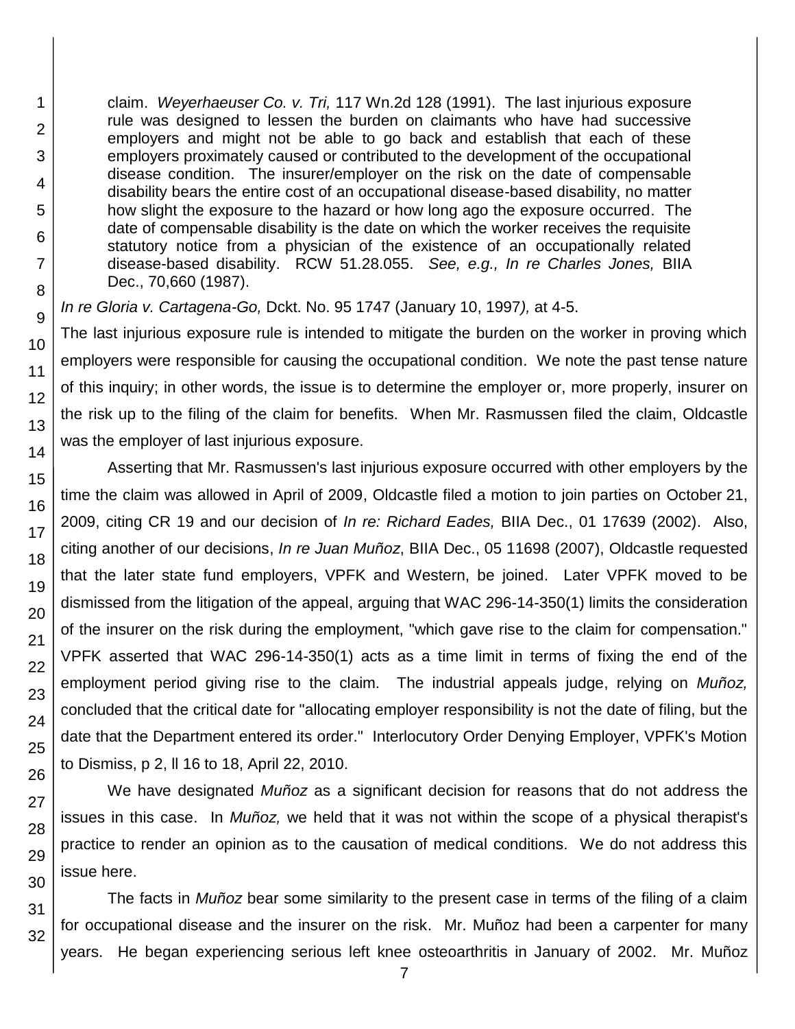> claim. *Weyerhaeuser Co. v. Tri,* 117 Wn.2d 128 (1991). The last injurious exposure rule was designed to lessen the burden on claimants who have had successive employers and might not be able to go back and establish that each of these employers proximately caused or contributed to the development of the occupational disease condition. The insurer/employer on the risk on the date of compensable disability bears the entire cost of an occupational disease-based disability, no matter how slight the exposure to the hazard or how long ago the exposure occurred. The date of compensable disability is the date on which the worker receives the requisite statutory notice from a physician of the existence of an occupationally related disease-based disability. RCW 51.28.055. *See, e.g., In re Charles Jones,* BIIA Dec., 70,660 (1987).

*In re Gloria v. Cartagena-Go,* Dckt. No. 95 1747 (January 10, 1997*),* at 4-5.

The last injurious exposure rule is intended to mitigate the burden on the worker in proving which employers were responsible for causing the occupational condition. We note the past tense nature of this inquiry; in other words, the issue is to determine the employer or, more properly, insurer on the risk up to the filing of the claim for benefits. When Mr. Rasmussen filed the claim, Oldcastle was the employer of last injurious exposure.

Asserting that Mr. Rasmussen's last injurious exposure occurred with other employers by the time the claim was allowed in April of 2009, Oldcastle filed a motion to join parties on October 21, 2009, citing CR 19 and our decision of *In re: Richard Eades,* BIIA Dec., 01 17639 (2002). Also, citing another of our decisions, *In re Juan Muñoz*, BIIA Dec., 05 11698 (2007), Oldcastle requested that the later state fund employers, VPFK and Western, be joined. Later VPFK moved to be dismissed from the litigation of the appeal, arguing that WAC 296-14-350(1) limits the consideration of the insurer on the risk during the employment, "which gave rise to the claim for compensation." VPFK asserted that WAC 296-14-350(1) acts as a time limit in terms of fixing the end of the employment period giving rise to the claim. The industrial appeals judge, relying on *Muñoz,* concluded that the critical date for "allocating employer responsibility is not the date of filing, but the date that the Department entered its order." Interlocutory Order Denying Employer, VPFK's Motion to Dismiss, p 2, ll 16 to 18, April 22, 2010.

We have designated *Muñoz* as a significant decision for reasons that do not address the issues in this case. In *Muñoz,* we held that it was not within the scope of a physical therapist's practice to render an opinion as to the causation of medical conditions. We do not address this issue here.

The facts in *Muñoz* bear some similarity to the present case in terms of the filing of a claim for occupational disease and the insurer on the risk. Mr. Muñoz had been a carpenter for many years. He began experiencing serious left knee osteoarthritis in January of 2002. Mr. Muñoz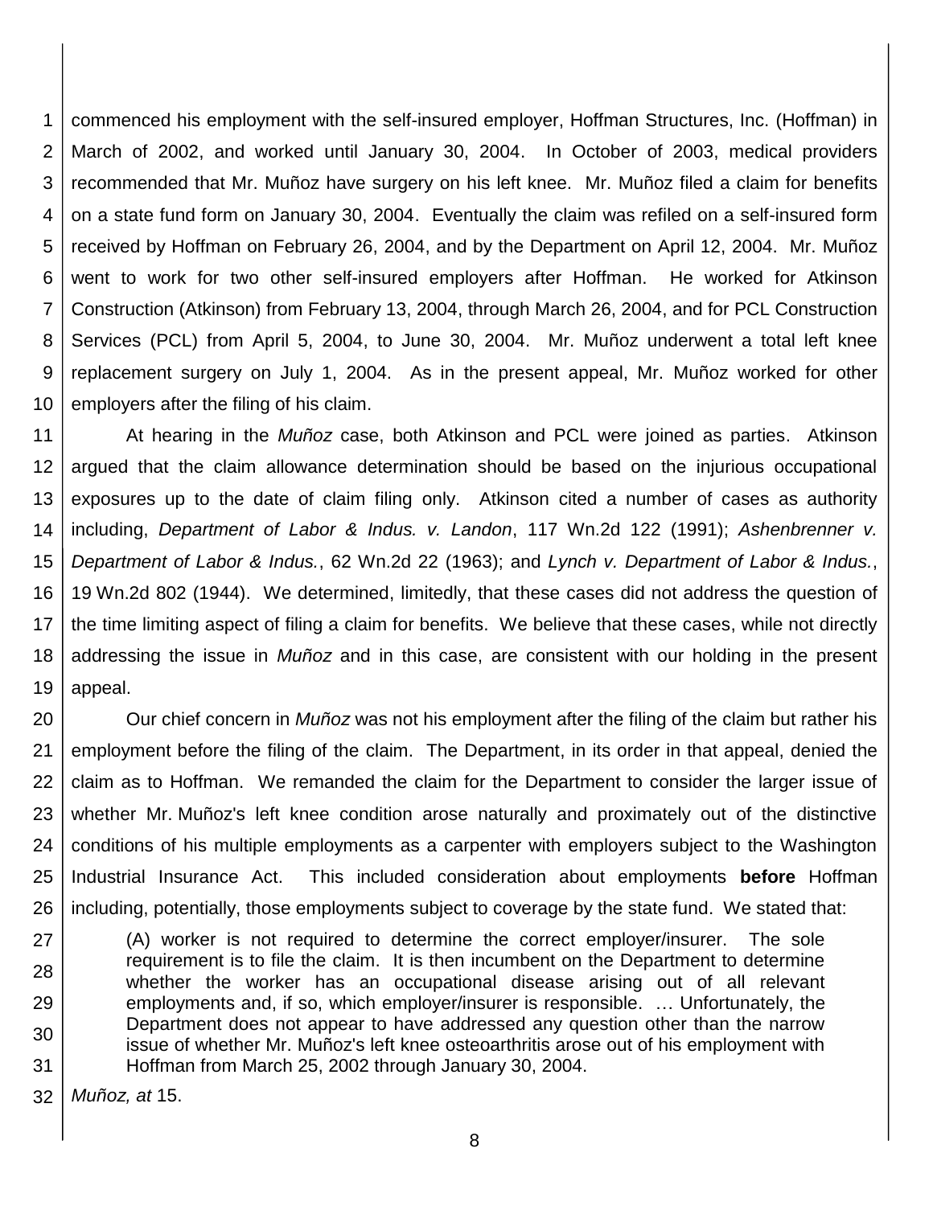commenced his employment with the self-insured employer, Hoffman Structures, Inc. (Hoffman) in March of 2002, and worked until January 30, 2004. In October of 2003, medical providers recommended that Mr. Muñoz have surgery on his left knee. Mr. Muñoz filed a claim for benefits on a state fund form on January 30, 2004. Eventually the claim was refiled on a self-insured form received by Hoffman on February 26, 2004, and by the Department on April 12, 2004. Mr. Muñoz went to work for two other self-insured employers after Hoffman. He worked for Atkinson Construction (Atkinson) from February 13, 2004, through March 26, 2004, and for PCL Construction Services (PCL) from April 5, 2004, to June 30, 2004. Mr. Muñoz underwent a total left knee replacement surgery on July 1, 2004. As in the present appeal, Mr. Muñoz worked for other employers after the filing of his claim.

At hearing in the *Muñoz* case, both Atkinson and PCL were joined as parties. Atkinson argued that the claim allowance determination should be based on the injurious occupational exposures up to the date of claim filing only. Atkinson cited a number of cases as authority including, *Department of Labor & Indus. v. Landon*, 117 Wn.2d 122 (1991); *Ashenbrenner v. Department of Labor & Indus.*, 62 Wn.2d 22 (1963); and *Lynch v. Department of Labor & Indus.*, 19 Wn.2d 802 (1944). We determined, limitedly, that these cases did not address the question of the time limiting aspect of filing a claim for benefits. We believe that these cases, while not directly addressing the issue in *Muñoz* and in this case, are consistent with our holding in the present appeal.

Our chief concern in *Muñoz* was not his employment after the filing of the claim but rather his employment before the filing of the claim. The Department, in its order in that appeal, denied the claim as to Hoffman. We remanded the claim for the Department to consider the larger issue of whether Mr. Muñoz's left knee condition arose naturally and proximately out of the distinctive conditions of his multiple employments as a carpenter with employers subject to the Washington Industrial Insurance Act. This included consideration about employments **before** Hoffman including, potentially, those employments subject to coverage by the state fund. We stated that:

> (A) worker is not required to determine the correct employer/insurer. The sole requirement is to file the claim. It is then incumbent on the Department to determine whether the worker has an occupational disease arising out of all relevant employments and, if so, which employer/insurer is responsible. … Unfortunately, the Department does not appear to have addressed any question other than the narrow issue of whether Mr. Muñoz's left knee osteoarthritis arose out of his employment with Hoffman from March 25, 2002 through January 30, 2004.

*Muñoz, at* 15.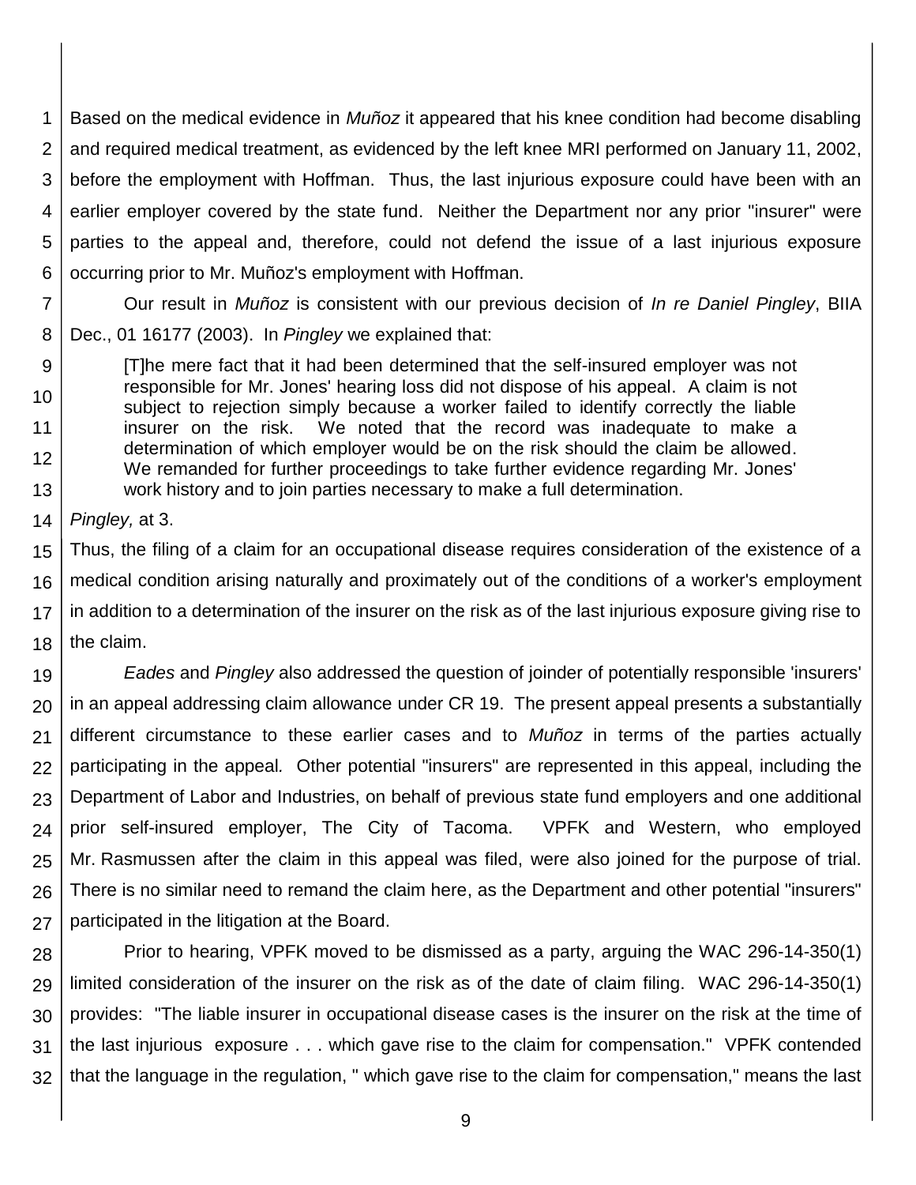Based on the medical evidence in *Muñoz* it appeared that his knee condition had become disabling and required medical treatment, as evidenced by the left knee MRI performed on January 11, 2002, before the employment with Hoffman. Thus, the last injurious exposure could have been with an earlier employer covered by the state fund. Neither the Department nor any prior "insurer" were parties to the appeal and, therefore, could not defend the issue of a last injurious exposure occurring prior to Mr. Muñoz's employment with Hoffman.

Our result in *Muñoz* is consistent with our previous decision of *In re Daniel Pingley*, BIIA Dec., 01 16177 (2003). In *Pingley* we explained that:

> [T]he mere fact that it had been determined that the self-insured employer was not responsible for Mr. Jones' hearing loss did not dispose of his appeal. A claim is not subject to rejection simply because a worker failed to identify correctly the liable insurer on the risk. We noted that the record was inadequate to make a determination of which employer would be on the risk should the claim be allowed. We remanded for further proceedings to take further evidence regarding Mr. Jones' work history and to join parties necessary to make a full determination.

*Pingley,* at 3.

Thus, the filing of a claim for an occupational disease requires consideration of the existence of a medical condition arising naturally and proximately out of the conditions of a worker's employment in addition to a determination of the insurer on the risk as of the last injurious exposure giving rise to the claim.

*Eades* and *Pingley* also addressed the question of joinder of potentially responsible 'insurers' in an appeal addressing claim allowance under CR 19. The present appeal presents a substantially different circumstance to these earlier cases and to *Muñoz* in terms of the parties actually participating in the appeal. Other potential "insurers" are represented in this appeal, including the Department of Labor and Industries, on behalf of previous state fund employers and one additional prior self-insured employer, The City of Tacoma. VPFK and Western, who employed Mr. Rasmussen after the claim in this appeal was filed, were also joined for the purpose of trial. There is no similar need to remand the claim here, as the Department and other potential "insurers" participated in the litigation at the Board.

Prior to hearing, VPFK moved to be dismissed as a party, arguing the WAC 296-14-350(1) limited consideration of the insurer on the risk as of the date of claim filing. WAC 296-14-350(1) provides: "The liable insurer in occupational disease cases is the insurer on the risk at the time of the last injurious exposure . . . which gave rise to the claim for compensation." VPFK contended that the language in the regulation, " which gave rise to the claim for compensation," means the last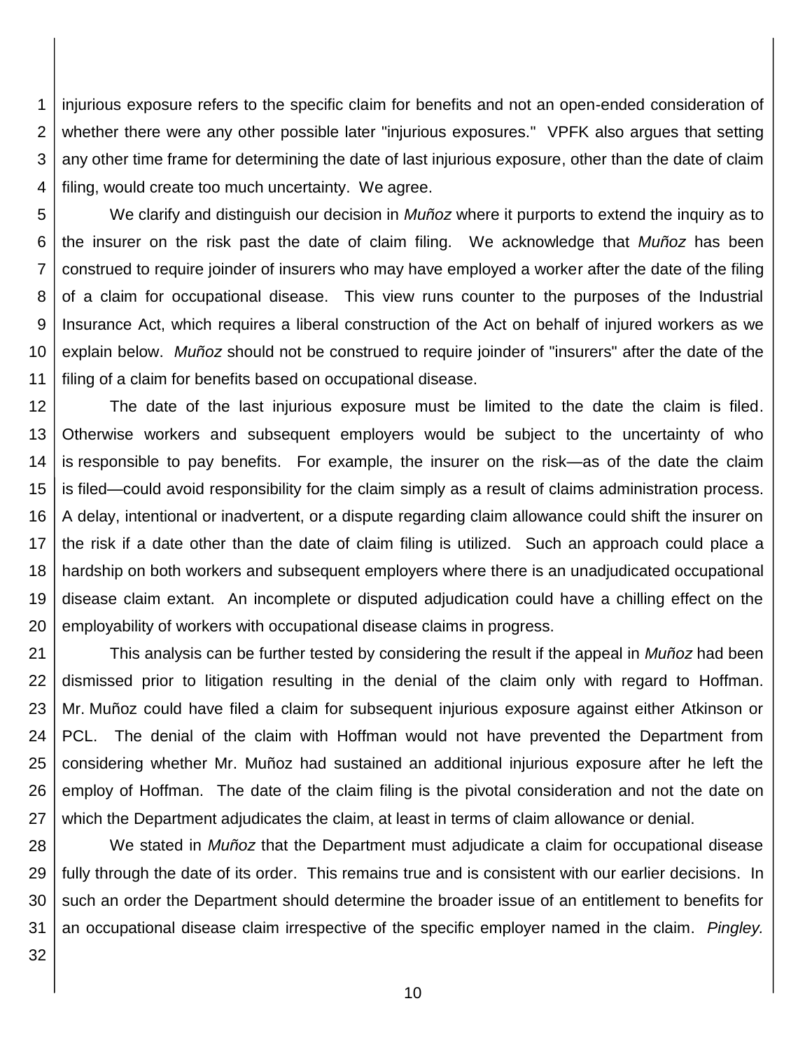injurious exposure refers to the specific claim for benefits and not an open-ended consideration of whether there were any other possible later "injurious exposures." VPFK also argues that setting any other time frame for determining the date of last injurious exposure, other than the date of claim filing, would create too much uncertainty. We agree.

We clarify and distinguish our decision in *Muñoz* where it purports to extend the inquiry as to the insurer on the risk past the date of claim filing. We acknowledge that *Muñoz* has been construed to require joinder of insurers who may have employed a worker after the date of the filing of a claim for occupational disease. This view runs counter to the purposes of the Industrial Insurance Act, which requires a liberal construction of the Act on behalf of injured workers as we explain below. *Muñoz* should not be construed to require joinder of "insurers" after the date of the filing of a claim for benefits based on occupational disease.

The date of the last injurious exposure must be limited to the date the claim is filed. Otherwise workers and subsequent employers would be subject to the uncertainty of who is responsible to pay benefits. For example, the insurer on the risk—as of the date the claim is filed—could avoid responsibility for the claim simply as a result of claims administration process. A delay, intentional or inadvertent, or a dispute regarding claim allowance could shift the insurer on the risk if a date other than the date of claim filing is utilized. Such an approach could place a hardship on both workers and subsequent employers where there is an unadjudicated occupational disease claim extant. An incomplete or disputed adjudication could have a chilling effect on the employability of workers with occupational disease claims in progress.

This analysis can be further tested by considering the result if the appeal in *Muñoz* had been dismissed prior to litigation resulting in the denial of the claim only with regard to Hoffman. Mr. Muñoz could have filed a claim for subsequent injurious exposure against either Atkinson or PCL. The denial of the claim with Hoffman would not have prevented the Department from considering whether Mr. Muñoz had sustained an additional injurious exposure after he left the employ of Hoffman. The date of the claim filing is the pivotal consideration and not the date on which the Department adjudicates the claim, at least in terms of claim allowance or denial.

We stated in *Muñoz* that the Department must adjudicate a claim for occupational disease fully through the date of its order. This remains true and is consistent with our earlier decisions. In such an order the Department should determine the broader issue of an entitlement to benefits for an occupational disease claim irrespective of the specific employer named in the claim. *Pingley.*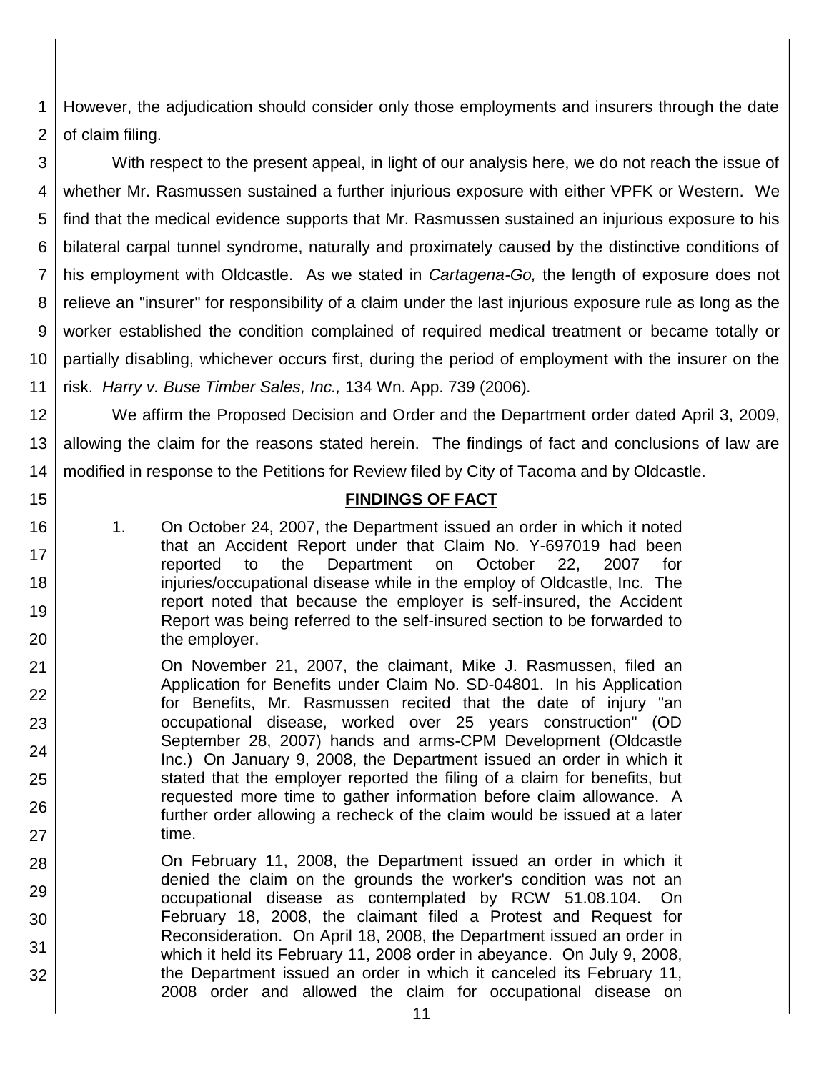However, the adjudication should consider only those employments and insurers through the date of claim filing.

With respect to the present appeal, in light of our analysis here, we do not reach the issue of whether Mr. Rasmussen sustained a further injurious exposure with either VPFK or Western. We find that the medical evidence supports that Mr. Rasmussen sustained an injurious exposure to his bilateral carpal tunnel syndrome, naturally and proximately caused by the distinctive conditions of his employment with Oldcastle. As we stated in *Cartagena-Go,* the length of exposure does not relieve an "insurer" for responsibility of a claim under the last injurious exposure rule as long as the worker established the condition complained of required medical treatment or became totally or partially disabling, whichever occurs first, during the period of employment with the insurer on the risk. *Harry v. Buse Timber Sales, Inc.,* 134 Wn. App. 739 (2006).

We affirm the Proposed Decision and Order and the Department order dated April 3, 2009, allowing the claim for the reasons stated herein. The findings of fact and conclusions of law are modified in response to the Petitions for Review filed by City of Tacoma and by Oldcastle.

## FINDINGS OF FACT

1. On October 24, 2007, the Department issued an order in which it noted that an Accident Report under that Claim No. Y-697019 had been reported to the Department on October 22, 2007 for injuries/occupational disease while in the employ of Oldcastle, Inc. The report noted that because the employer is self-insured, the Accident Report was being referred to the self-insured section to be forwarded to the employer.

   On November 21, 2007, the claimant, Mike J. Rasmussen, filed an Application for Benefits under Claim No. SD-04801. In his Application for Benefits, Mr. Rasmussen recited that the date of injury "an occupational disease, worked over 25 years construction" (OD September 28, 2007) hands and arms-CPM Development (Oldcastle Inc.) On January 9, 2008, the Department issued an order in which it stated that the employer reported the filing of a claim for benefits, but requested more time to gather information before claim allowance. A further order allowing a recheck of the claim would be issued at a later time.

   On February 11, 2008, the Department issued an order in which it denied the claim on the grounds the worker's condition was not an occupational disease as contemplated by RCW 51.08.104. On February 18, 2008, the claimant filed a Protest and Request for Reconsideration. On April 18, 2008, the Department issued an order in which it held its February 11, 2008 order in abeyance. On July 9, 2008, the Department issued an order in which it canceled its February 11, 2008 order and allowed the claim for occupational disease on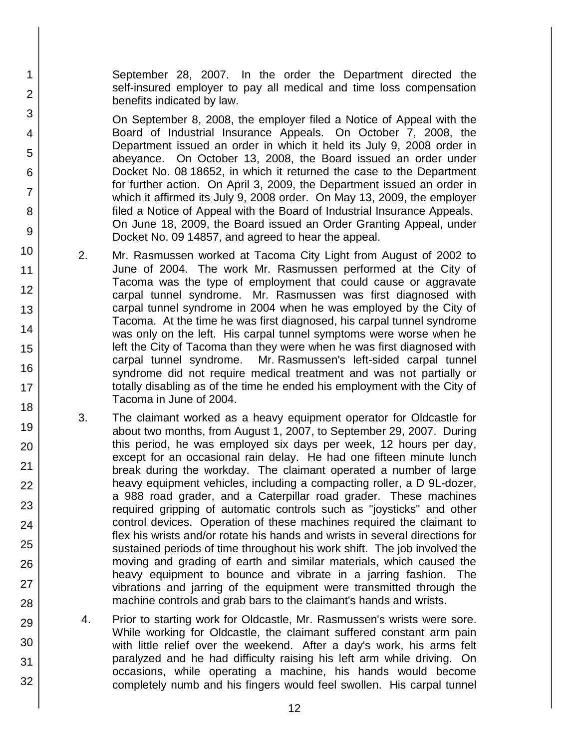September 28, 2007. In the order the Department directed the self-insured employer to pay all medical and time loss compensation benefits indicated by law.

On September 8, 2008, the employer filed a Notice of Appeal with the Board of Industrial Insurance Appeals. On October 7, 2008, the Department issued an order in which it held its July 9, 2008 order in abeyance. On October 13, 2008, the Board issued an order under Docket No. 08 18652, in which it returned the case to the Department for further action. On April 3, 2009, the Department issued an order in which it affirmed its July 9, 2008 order. On May 13, 2009, the employer filed a Notice of Appeal with the Board of Industrial Insurance Appeals. On June 18, 2009, the Board issued an Order Granting Appeal, under Docket No. 09 14857, and agreed to hear the appeal.

2. Mr. Rasmussen worked at Tacoma City Light from August of 2002 to June of 2004. The work Mr. Rasmussen performed at the City of Tacoma was the type of employment that could cause or aggravate carpal tunnel syndrome. Mr. Rasmussen was first diagnosed with carpal tunnel syndrome in 2004 when he was employed by the City of Tacoma. At the time he was first diagnosed, his carpal tunnel syndrome was only on the left. His carpal tunnel symptoms were worse when he left the City of Tacoma than they were when he was first diagnosed with carpal tunnel syndrome. Mr. Rasmussen's left-sided carpal tunnel syndrome did not require medical treatment and was not partially or totally disabling as of the time he ended his employment with the City of Tacoma in June of 2004.

3. The claimant worked as a heavy equipment operator for Oldcastle for about two months, from August 1, 2007, to September 29, 2007. During this period, he was employed six days per week, 12 hours per day, except for an occasional rain delay. He had one fifteen minute lunch break during the workday. The claimant operated a number of large heavy equipment vehicles, including a compacting roller, a D 9L-dozer, a 988 road grader, and a Caterpillar road grader. These machines required gripping of automatic controls such as "joysticks" and other control devices. Operation of these machines required the claimant to flex his wrists and/or rotate his hands and wrists in several directions for sustained periods of time throughout his work shift. The job involved the moving and grading of earth and similar materials, which caused the heavy equipment to bounce and vibrate in a jarring fashion. The vibrations and jarring of the equipment were transmitted through the machine controls and grab bars to the claimant's hands and wrists.

4. Prior to starting work for Oldcastle, Mr. Rasmussen's wrists were sore. While working for Oldcastle, the claimant suffered constant arm pain with little relief over the weekend. After a day's work, his arms felt paralyzed and he had difficulty raising his left arm while driving. On occasions, while operating a machine, his hands would become completely numb and his fingers would feel swollen. His carpal tunnel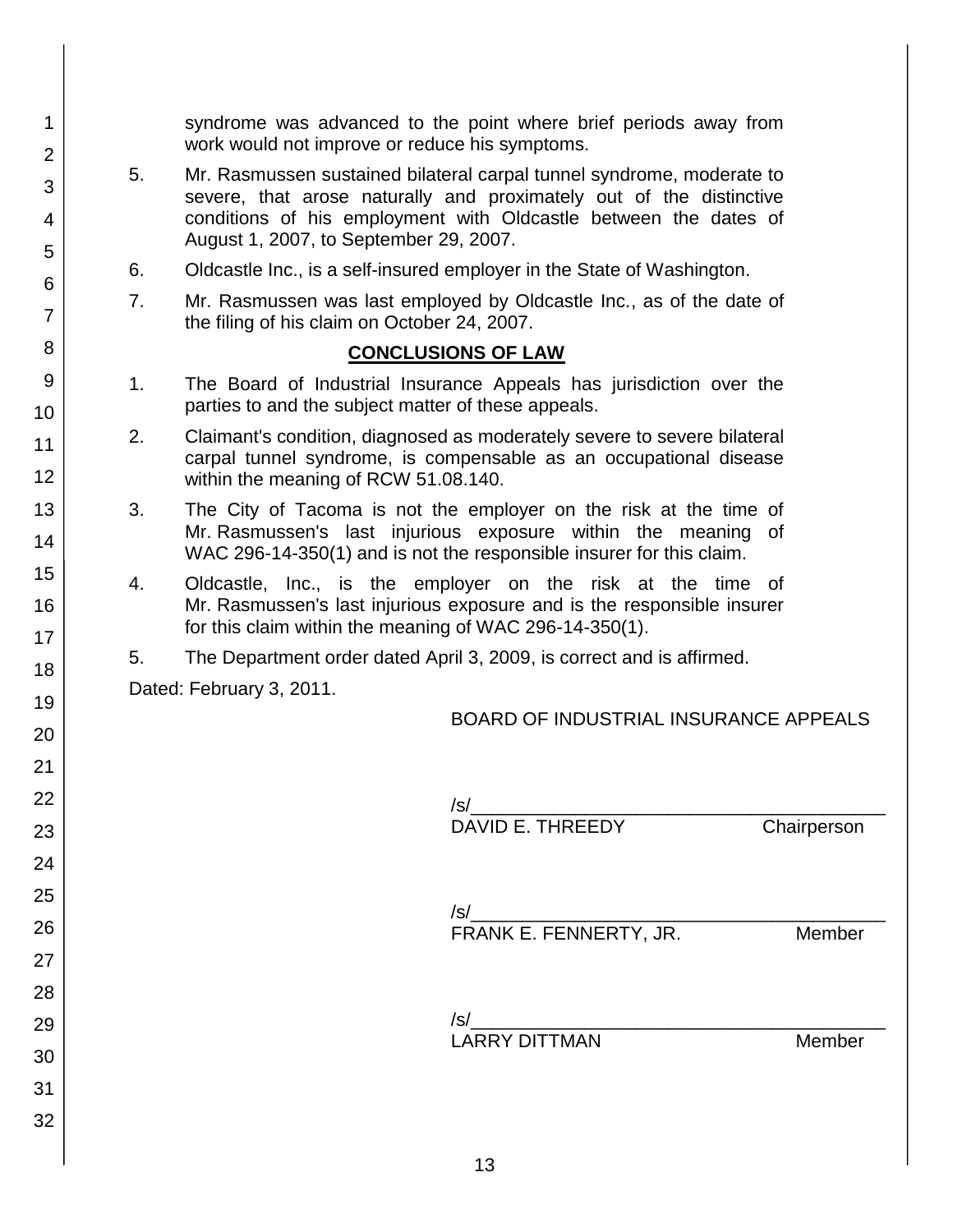syndrome was advanced to the point where brief periods away from work would not improve or reduce his symptoms.

5. Mr. Rasmussen sustained bilateral carpal tunnel syndrome, moderate to severe, that arose naturally and proximately out of the distinctive conditions of his employment with Oldcastle between the dates of August 1, 2007, to September 29, 2007.

6. Oldcastle Inc., is a self-insured employer in the State of Washington.

7. Mr. Rasmussen was last employed by Oldcastle Inc., as of the date of the filing of his claim on October 24, 2007.

## CONCLUSIONS OF LAW

1. The Board of Industrial Insurance Appeals has jurisdiction over the parties to and the subject matter of these appeals.

2. Claimant's condition, diagnosed as moderately severe to severe bilateral carpal tunnel syndrome, is compensable as an occupational disease within the meaning of RCW 51.08.140.

3. The City of Tacoma is not the employer on the risk at the time of Mr. Rasmussen's last injurious exposure within the meaning of WAC 296-14-350(1) and is not the responsible insurer for this claim.

4. Oldcastle, Inc., is the employer on the risk at the time of Mr. Rasmussen's last injurious exposure and is the responsible insurer for this claim within the meaning of WAC 296-14-350(1).

5. The Department order dated April 3, 2009, is correct and is affirmed.

Dated: February 3, 2011.

BOARD OF INDUSTRIAL INSURANCE APPEALS

/s/
DAVID E. THREEDY Chairperson

/s/
FRANK E. FENNERTY, JR. Member

/s/
LARRY DITTMAN Member